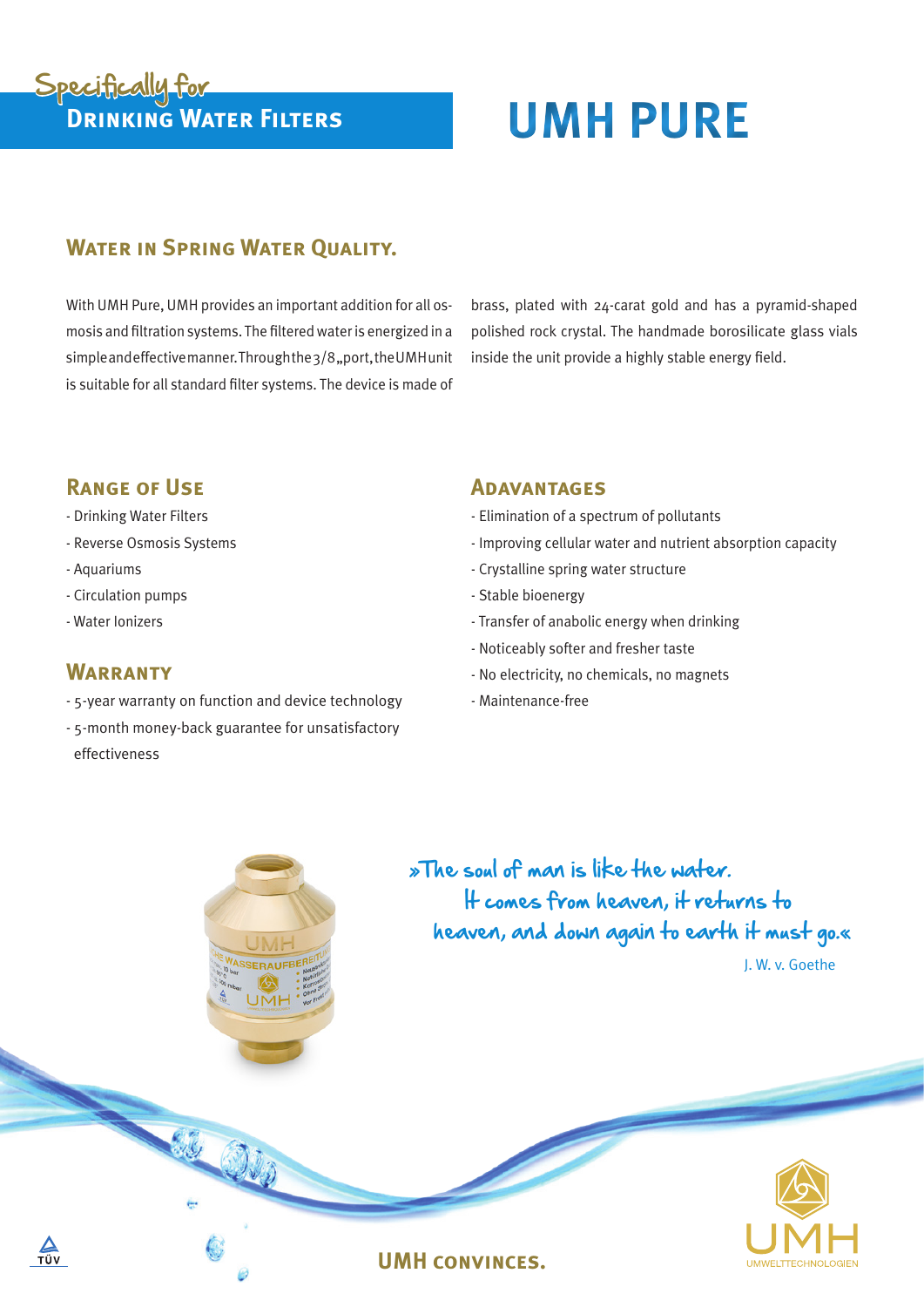Specifically for
**Drinking Water Filters**

# UMH PURE

## Water in Spring Water Quality.

With UMH Pure, UMH provides an important addition for all osmosis and filtration systems. The filtered water is energized in a simple and effective manner. Through the 3/8„port, the UMH unit is suitable for all standard filter systems. The device is made of brass, plated with 24-carat gold and has a pyramid-shaped polished rock crystal. The handmade borosilicate glass vials inside the unit provide a highly stable energy field.

## Range of Use

- Drinking Water Filters
- Reverse Osmosis Systems
- Aquariums
- Circulation pumps
- Water Ionizers

## Warranty

- 5-year warranty on function and device technology
- 5-month money-back guarantee for unsatisfactory effectiveness

## Adavantages

- Elimination of a spectrum of pollutants
- Improving cellular water and nutrient absorption capacity
- Crystalline spring water structure
- Stable bioenergy
- Transfer of anabolic energy when drinking
- Noticeably softer and fresher taste
- No electricity, no chemicals, no magnets
- Maintenance-free

*»The soul of man is like the water. It comes from heaven, it returns to heaven, and down again to earth it must go.«*

J. W. v. Goethe

**UMH convinces.**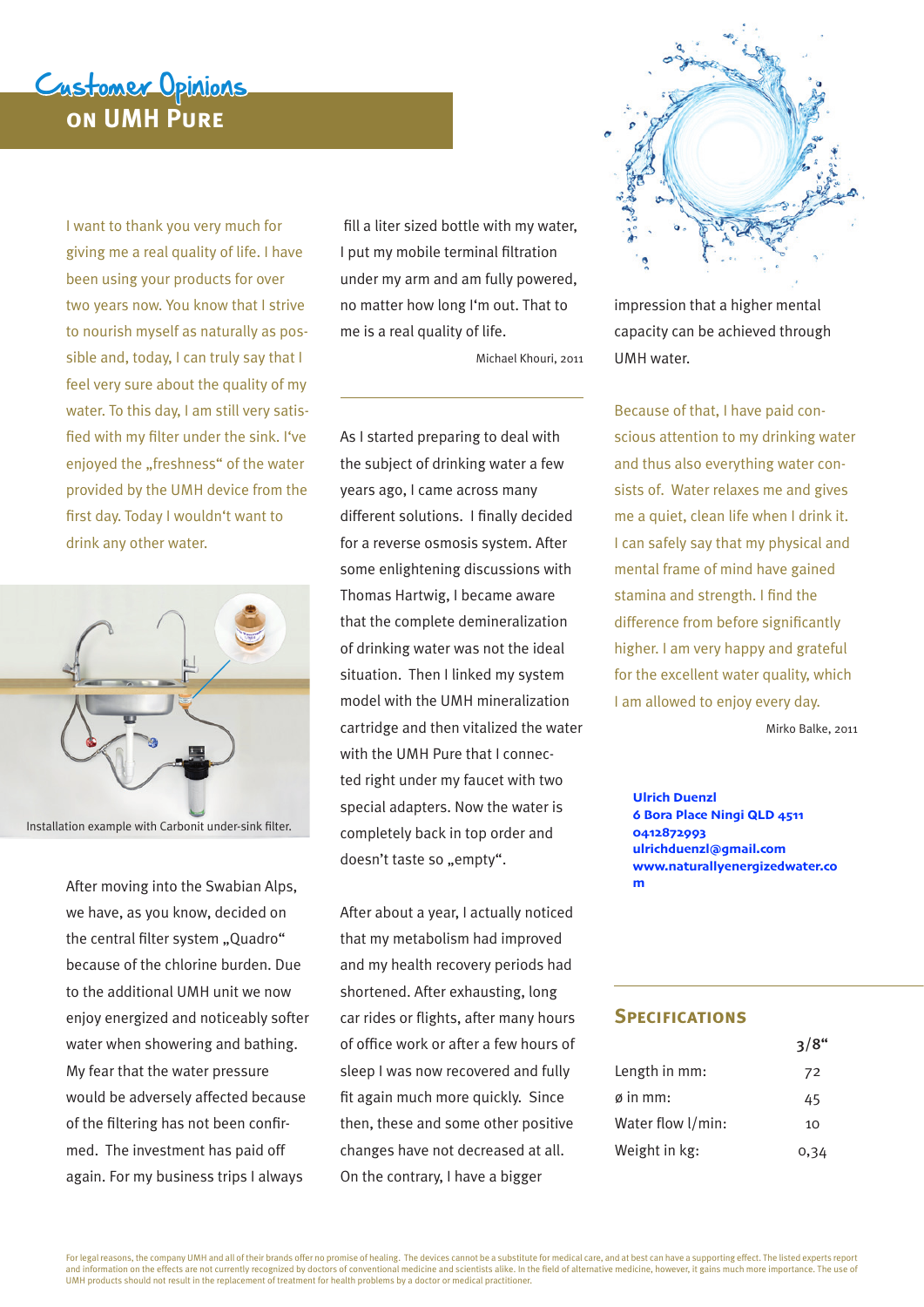# Customer Opinions
## on UMH Pure

I want to thank you very much for giving me a real quality of life. I have been using your products for over two years now. You know that I strive to nourish myself as naturally as possible and, today, I can truly say that I feel very sure about the quality of my water. To this day, I am still very satisfied with my filter under the sink. I've enjoyed the „freshness" of the water provided by the UMH device from the first day. Today I wouldn't want to drink any other water.

Installation example with Carbonit under-sink filter.

After moving into the Swabian Alps, we have, as you know, decided on the central filter system „Quadro" because of the chlorine burden. Due to the additional UMH unit we now enjoy energized and noticeably softer water when showering and bathing. My fear that the water pressure would be adversely affected because of the filtering has not been confirmed. The investment has paid off again. For my business trips I always fill a liter sized bottle with my water, I put my mobile terminal filtration under my arm and am fully powered, no matter how long I'm out. That to me is a real quality of life.

Michael Khouri, 2011

---

As I started preparing to deal with the subject of drinking water a few years ago, I came across many different solutions. I finally decided for a reverse osmosis system. After some enlightening discussions with Thomas Hartwig, I became aware that the complete demineralization of drinking water was not the ideal situation. Then I linked my system model with the UMH mineralization cartridge and then vitalized the water with the UMH Pure that I connected right under my faucet with two special adapters. Now the water is completely back in top order and doesn't taste so „empty".

After about a year, I actually noticed that my metabolism had improved and my health recovery periods had shortened. After exhausting, long car rides or flights, after many hours of office work or after a few hours of sleep I was now recovered and fully fit again much more quickly. Since then, these and some other positive changes have not decreased at all. On the contrary, I have a bigger impression that a higher mental capacity can be achieved through UMH water.

Because of that, I have paid conscious attention to my drinking water and thus also everything water consists of. Water relaxes me and gives me a quiet, clean life when I drink it. I can safely say that my physical and mental frame of mind have gained stamina and strength. I find the difference from before significantly higher. I am very happy and grateful for the excellent water quality, which I am allowed to enjoy every day.

Mirko Balke, 2011

**Ulrich Duenzl**
**6 Bora Place Ningi QLD 4511**
**0412872993**
**ulrichduenzl@gmail.com**
**www.naturallyenergizedwater.com**

## Specifications

| | 3/8" |
|---|---|
| Length in mm: | 72 |
| ø in mm: | 45 |
| Water flow l/min: | 10 |
| Weight in kg: | 0,34 |

For legal reasons, the company UMH and all of their brands offer no promise of healing. The devices cannot be a substitute for medical care, and at best can have a supporting effect. The listed experts report and information on the effects are not currently recognized by doctors of conventional medicine and scientists alike. In the field of alternative medicine, however, it gains much more importance. The use of UMH products should not result in the replacement of treatment for health problems by a doctor or medical practitioner.